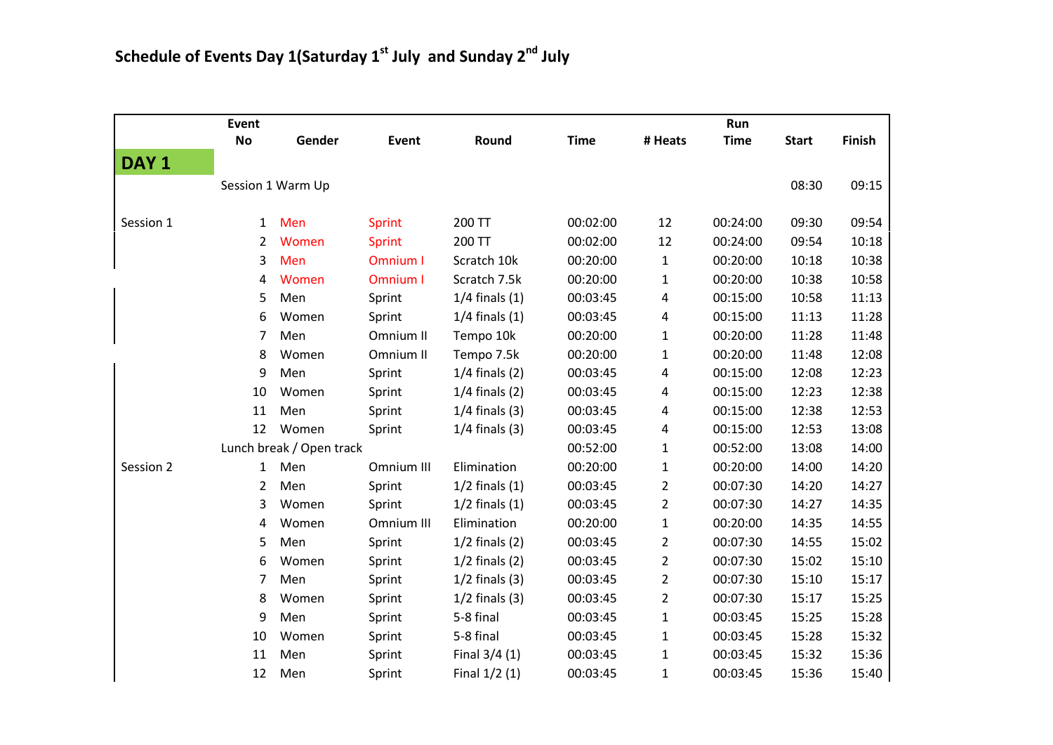## Schedule of Events Day 1(Saturday 1st July and Sunday 2nd July

| | Event No | Gender | Event | Round | Time | # Heats | Run Time | Start | Finish |
|---|---|---|---|---|---|---|---|---|---|
| **DAY 1** | | | | | | | | | |
| | Session 1 Warm Up | | | | | | | 08:30 | 09:15 |
| Session 1 | 1 | Men | Sprint | 200 TT | 00:02:00 | 12 | 00:24:00 | 09:30 | 09:54 |
| | 2 | Women | Sprint | 200 TT | 00:02:00 | 12 | 00:24:00 | 09:54 | 10:18 |
| | 3 | Men | Omnium I | Scratch 10k | 00:20:00 | 1 | 00:20:00 | 10:18 | 10:38 |
| | 4 | Women | Omnium I | Scratch 7.5k | 00:20:00 | 1 | 00:20:00 | 10:38 | 10:58 |
| | 5 | Men | Sprint | 1/4 finals (1) | 00:03:45 | 4 | 00:15:00 | 10:58 | 11:13 |
| | 6 | Women | Sprint | 1/4 finals (1) | 00:03:45 | 4 | 00:15:00 | 11:13 | 11:28 |
| | 7 | Men | Omnium II | Tempo 10k | 00:20:00 | 1 | 00:20:00 | 11:28 | 11:48 |
| | 8 | Women | Omnium II | Tempo 7.5k | 00:20:00 | 1 | 00:20:00 | 11:48 | 12:08 |
| | 9 | Men | Sprint | 1/4 finals (2) | 00:03:45 | 4 | 00:15:00 | 12:08 | 12:23 |
| | 10 | Women | Sprint | 1/4 finals (2) | 00:03:45 | 4 | 00:15:00 | 12:23 | 12:38 |
| | 11 | Men | Sprint | 1/4 finals (3) | 00:03:45 | 4 | 00:15:00 | 12:38 | 12:53 |
| | 12 | Women | Sprint | 1/4 finals (3) | 00:03:45 | 4 | 00:15:00 | 12:53 | 13:08 |
| | Lunch break / Open track | | | | 00:52:00 | 1 | 00:52:00 | 13:08 | 14:00 |
| Session 2 | 1 | Men | Omnium III | Elimination | 00:20:00 | 1 | 00:20:00 | 14:00 | 14:20 |
| | 2 | Men | Sprint | 1/2 finals (1) | 00:03:45 | 2 | 00:07:30 | 14:20 | 14:27 |
| | 3 | Women | Sprint | 1/2 finals (1) | 00:03:45 | 2 | 00:07:30 | 14:27 | 14:35 |
| | 4 | Women | Omnium III | Elimination | 00:20:00 | 1 | 00:20:00 | 14:35 | 14:55 |
| | 5 | Men | Sprint | 1/2 finals (2) | 00:03:45 | 2 | 00:07:30 | 14:55 | 15:02 |
| | 6 | Women | Sprint | 1/2 finals (2) | 00:03:45 | 2 | 00:07:30 | 15:02 | 15:10 |
| | 7 | Men | Sprint | 1/2 finals (3) | 00:03:45 | 2 | 00:07:30 | 15:10 | 15:17 |
| | 8 | Women | Sprint | 1/2 finals (3) | 00:03:45 | 2 | 00:07:30 | 15:17 | 15:25 |
| | 9 | Men | Sprint | 5-8 final | 00:03:45 | 1 | 00:03:45 | 15:25 | 15:28 |
| | 10 | Women | Sprint | 5-8 final | 00:03:45 | 1 | 00:03:45 | 15:28 | 15:32 |
| | 11 | Men | Sprint | Final 3/4 (1) | 00:03:45 | 1 | 00:03:45 | 15:32 | 15:36 |
| | 12 | Men | Sprint | Final 1/2 (1) | 00:03:45 | 1 | 00:03:45 | 15:36 | 15:40 |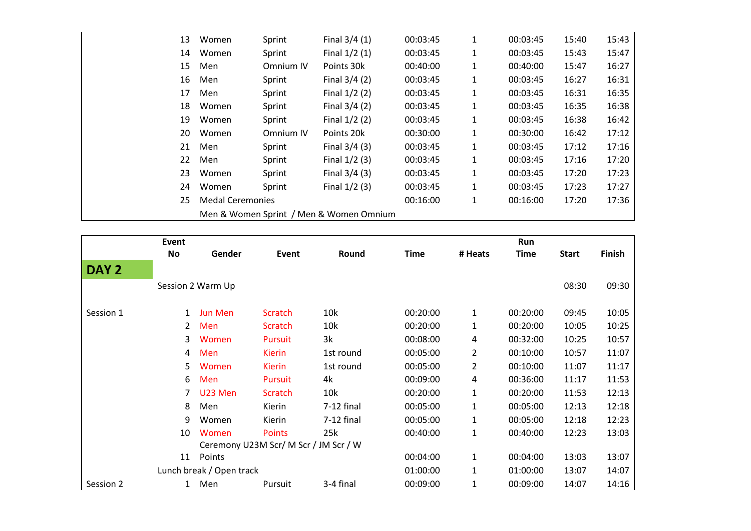| | No | Gender | Event | Round | Time | # Heats | Run Time | Start | Finish |
|---|---|---|---|---|---|---|---|---|---|
| | 13 | Women | Sprint | Final 3/4 (1) | 00:03:45 | 1 | 00:03:45 | 15:40 | 15:43 |
| | 14 | Women | Sprint | Final 1/2 (1) | 00:03:45 | 1 | 00:03:45 | 15:43 | 15:47 |
| | 15 | Men | Omnium IV | Points 30k | 00:40:00 | 1 | 00:40:00 | 15:47 | 16:27 |
| | 16 | Men | Sprint | Final 3/4 (2) | 00:03:45 | 1 | 00:03:45 | 16:27 | 16:31 |
| | 17 | Men | Sprint | Final 1/2 (2) | 00:03:45 | 1 | 00:03:45 | 16:31 | 16:35 |
| | 18 | Women | Sprint | Final 3/4 (2) | 00:03:45 | 1 | 00:03:45 | 16:35 | 16:38 |
| | 19 | Women | Sprint | Final 1/2 (2) | 00:03:45 | 1 | 00:03:45 | 16:38 | 16:42 |
| | 20 | Women | Omnium IV | Points 20k | 00:30:00 | 1 | 00:30:00 | 16:42 | 17:12 |
| | 21 | Men | Sprint | Final 3/4 (3) | 00:03:45 | 1 | 00:03:45 | 17:12 | 17:16 |
| | 22 | Men | Sprint | Final 1/2 (3) | 00:03:45 | 1 | 00:03:45 | 17:16 | 17:20 |
| | 23 | Women | Sprint | Final 3/4 (3) | 00:03:45 | 1 | 00:03:45 | 17:20 | 17:23 |
| | 24 | Women | Sprint | Final 1/2 (3) | 00:03:45 | 1 | 00:03:45 | 17:23 | 17:27 |
| | 25 | Medal Ceremonies<br>Men & Women Sprint / Men & Women Omnium | | | 00:16:00 | 1 | 00:16:00 | 17:20 | 17:36 |

| | Event No | Gender | Event | Round | Time | # Heats | Run Time | Start | Finish |
|---|---|---|---|---|---|---|---|---|---|
| **DAY 2** | | | | | | | | | |
| | Session 2 Warm Up | | | | | | | 08:30 | 09:30 |
| Session 1 | 1 | Jun Men | Scratch | 10k | 00:20:00 | 1 | 00:20:00 | 09:45 | 10:05 |
| | 2 | Men | Scratch | 10k | 00:20:00 | 1 | 00:20:00 | 10:05 | 10:25 |
| | 3 | Women | Pursuit | 3k | 00:08:00 | 4 | 00:32:00 | 10:25 | 10:57 |
| | 4 | Men | Kierin | 1st round | 00:05:00 | 2 | 00:10:00 | 10:57 | 11:07 |
| | 5 | Women | Kierin | 1st round | 00:05:00 | 2 | 00:10:00 | 11:07 | 11:17 |
| | 6 | Men | Pursuit | 4k | 00:09:00 | 4 | 00:36:00 | 11:17 | 11:53 |
| | 7 | U23 Men | Scratch | 10k | 00:20:00 | 1 | 00:20:00 | 11:53 | 12:13 |
| | 8 | Men | Kierin | 7-12 final | 00:05:00 | 1 | 00:05:00 | 12:13 | 12:18 |
| | 9 | Women | Kierin | 7-12 final | 00:05:00 | 1 | 00:05:00 | 12:18 | 12:23 |
| | 10 | Women | Points | 25k | 00:40:00 | 1 | 00:40:00 | 12:23 | 13:03 |
| | 11 | Ceremony U23M Scr/ M Scr / JM Scr / W Points | | | 00:04:00 | 1 | 00:04:00 | 13:03 | 13:07 |
| | Lunch break / Open track | | | | 01:00:00 | 1 | 01:00:00 | 13:07 | 14:07 |
| Session 2 | 1 | Men | Pursuit | 3-4 final | 00:09:00 | 1 | 00:09:00 | 14:07 | 14:16 |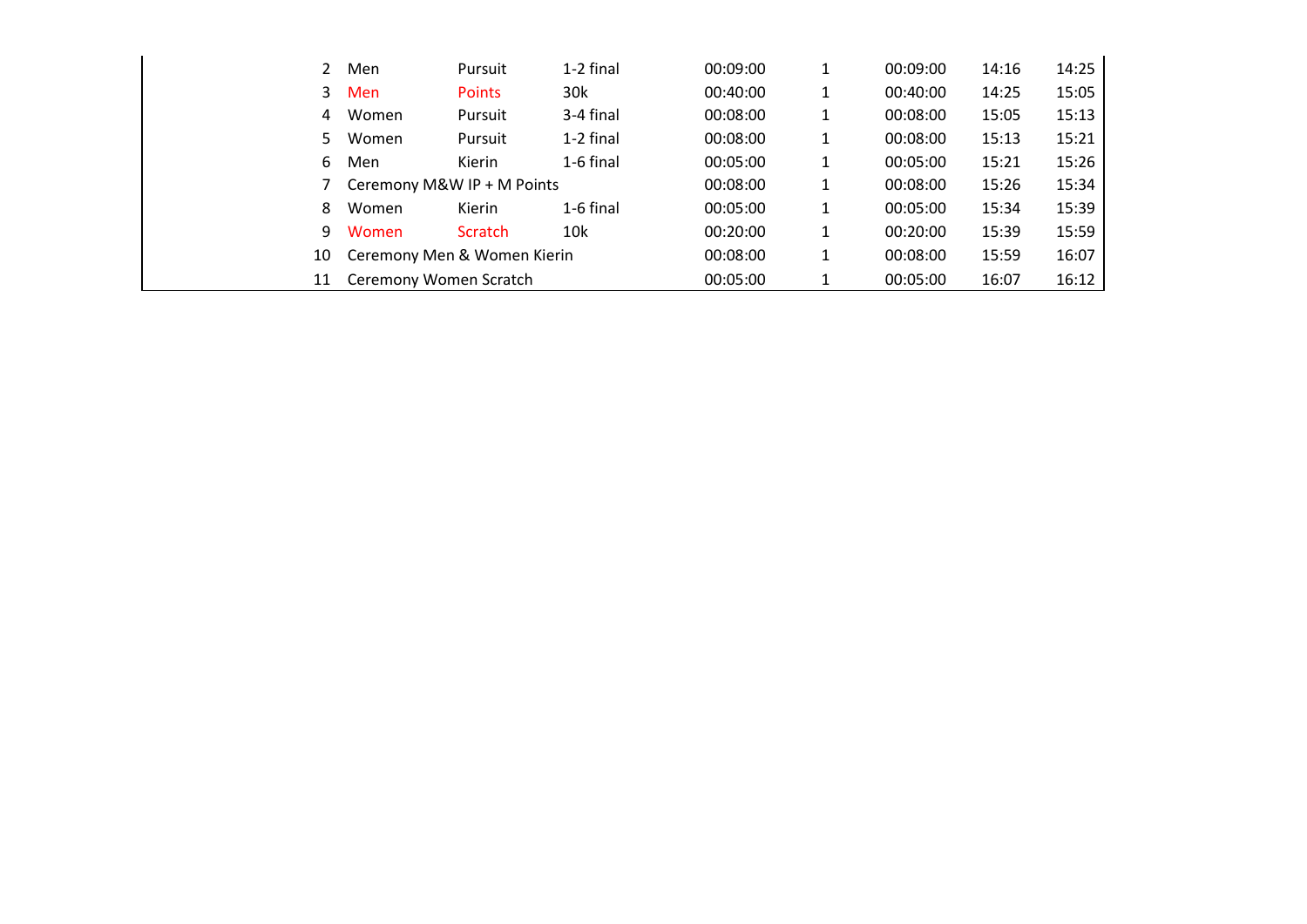| | | | | | | | | |
|---|---|---|---|---|---|---|---|---|
| 2 | Men | Pursuit | 1-2 final | 00:09:00 | 1 | 00:09:00 | 14:16 | 14:25 |
| 3 | Men | Points | 30k | 00:40:00 | 1 | 00:40:00 | 14:25 | 15:05 |
| 4 | Women | Pursuit | 3-4 final | 00:08:00 | 1 | 00:08:00 | 15:05 | 15:13 |
| 5 | Women | Pursuit | 1-2 final | 00:08:00 | 1 | 00:08:00 | 15:13 | 15:21 |
| 6 | Men | Kierin | 1-6 final | 00:05:00 | 1 | 00:05:00 | 15:21 | 15:26 |
| 7 | Ceremony M&W IP + M Points | | | 00:08:00 | 1 | 00:08:00 | 15:26 | 15:34 |
| 8 | Women | Kierin | 1-6 final | 00:05:00 | 1 | 00:05:00 | 15:34 | 15:39 |
| 9 | Women | Scratch | 10k | 00:20:00 | 1 | 00:20:00 | 15:39 | 15:59 |
| 10 | Ceremony Men & Women Kierin | | | 00:08:00 | 1 | 00:08:00 | 15:59 | 16:07 |
| 11 | Ceremony Women Scratch | | | 00:05:00 | 1 | 00:05:00 | 16:07 | 16:12 |